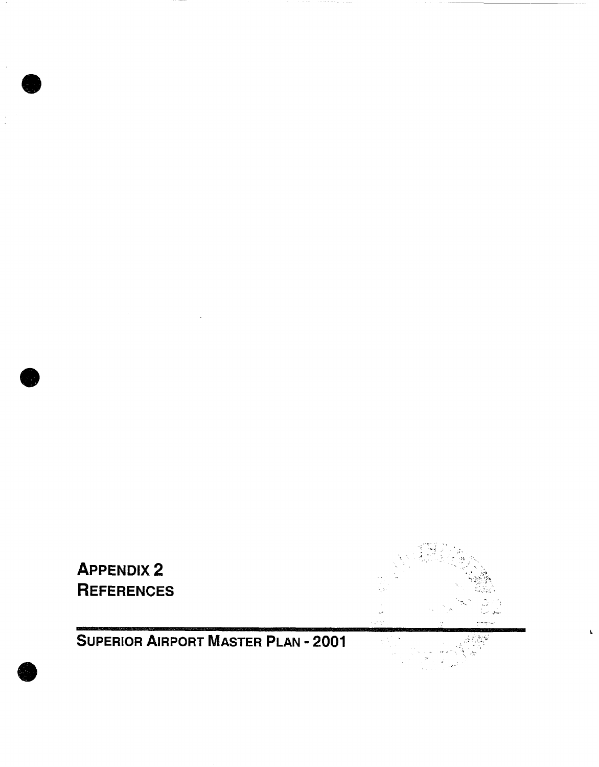# APPENDIX 2
## REFERENCES

## SUPERIOR AIRPORT MASTER PLAN - 2001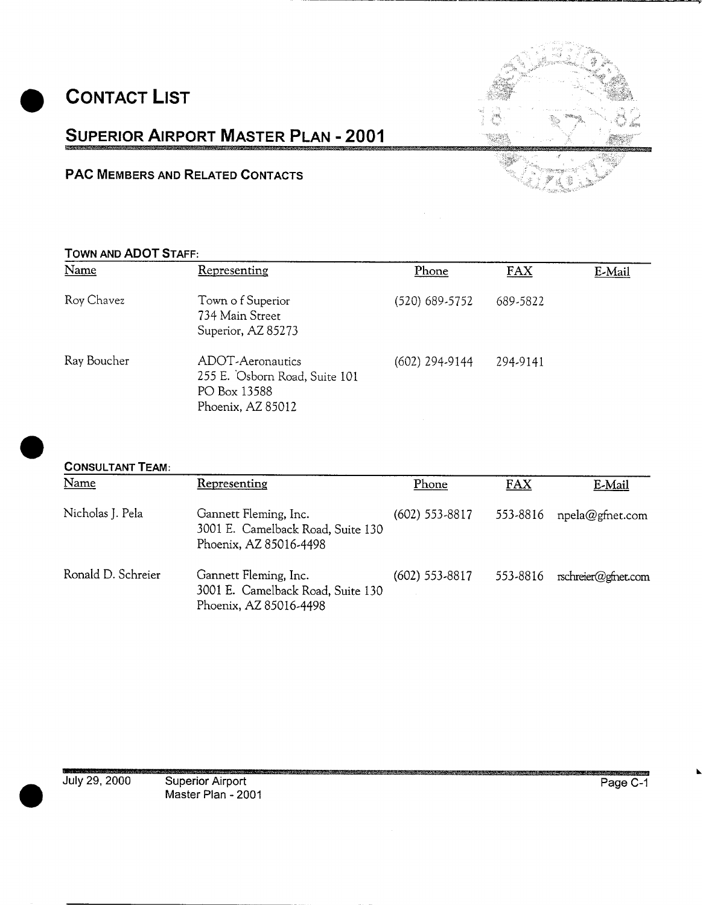# CONTACT LIST

## SUPERIOR AIRPORT MASTER PLAN - 2001

### PAC MEMBERS AND RELATED CONTACTS

**TOWN AND ADOT STAFF:**

| Name | Representing | Phone | FAX | E-Mail |
|---|---|---|---|---|
| Roy Chavez | Town o f Superior<br>734 Main Street<br>Superior, AZ 85273 | (520) 689-5752 | 689-5822 | |
| Ray Boucher | ADOT-Aeronautics<br>255 E. Osborn Road, Suite 101<br>PO Box 13588<br>Phoenix, AZ 85012 | (602) 294-9144 | 294-9141 | |

**CONSULTANT TEAM:**

| Name | Representing | Phone | FAX | E-Mail |
|---|---|---|---|---|
| Nicholas J. Pela | Gannett Fleming, Inc.<br>3001 E. Camelback Road, Suite 130<br>Phoenix, AZ 85016-4498 | (602) 553-8817 | 553-8816 | npela@gfnet.com |
| Ronald D. Schreier | Gannett Fleming, Inc.<br>3001 E. Camelback Road, Suite 130<br>Phoenix, AZ 85016-4498 | (602) 553-8817 | 553-8816 | rschreier@gfnet.com |

July 29, 2000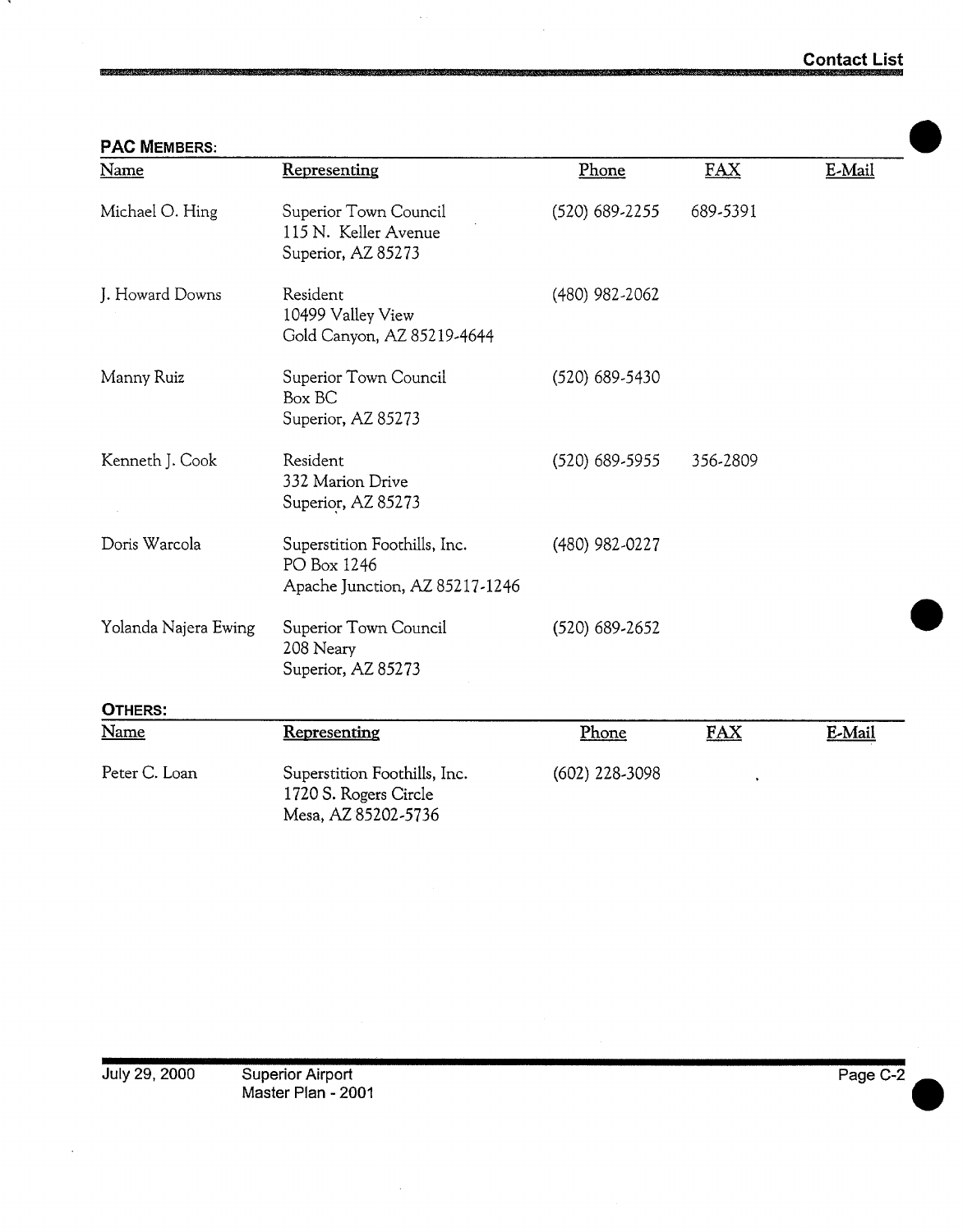# Contact List

## PAC MEMBERS:

| Name | Representing | Phone | FAX | E-Mail |
|---|---|---|---|---|
| Michael O. Hing | Superior Town Council<br>115 N. Keller Avenue<br>Superior, AZ 85273 | (520) 689-2255 | 689-5391 | |
| J. Howard Downs | Resident<br>10499 Valley View<br>Gold Canyon, AZ 85219-4644 | (480) 982-2062 | | |
| Manny Ruiz | Superior Town Council<br>Box BC<br>Superior, AZ 85273 | (520) 689-5430 | | |
| Kenneth J. Cook | Resident<br>332 Marion Drive<br>Superior, AZ 85273 | (520) 689-5955 | 356-2809 | |
| Doris Warcola | Superstition Foothills, Inc.<br>PO Box 1246<br>Apache Junction, AZ 85217-1246 | (480) 982-0227 | | |
| Yolanda Najera Ewing | Superior Town Council<br>208 Neary<br>Superior, AZ 85273 | (520) 689-2652 | | |

## OTHERS:

| Name | Representing | Phone | FAX | E-Mail |
|---|---|---|---|---|
| Peter C. Loan | Superstition Foothills, Inc.<br>1720 S. Rogers Circle<br>Mesa, AZ 85202-5736 | (602) 228-3098 | | |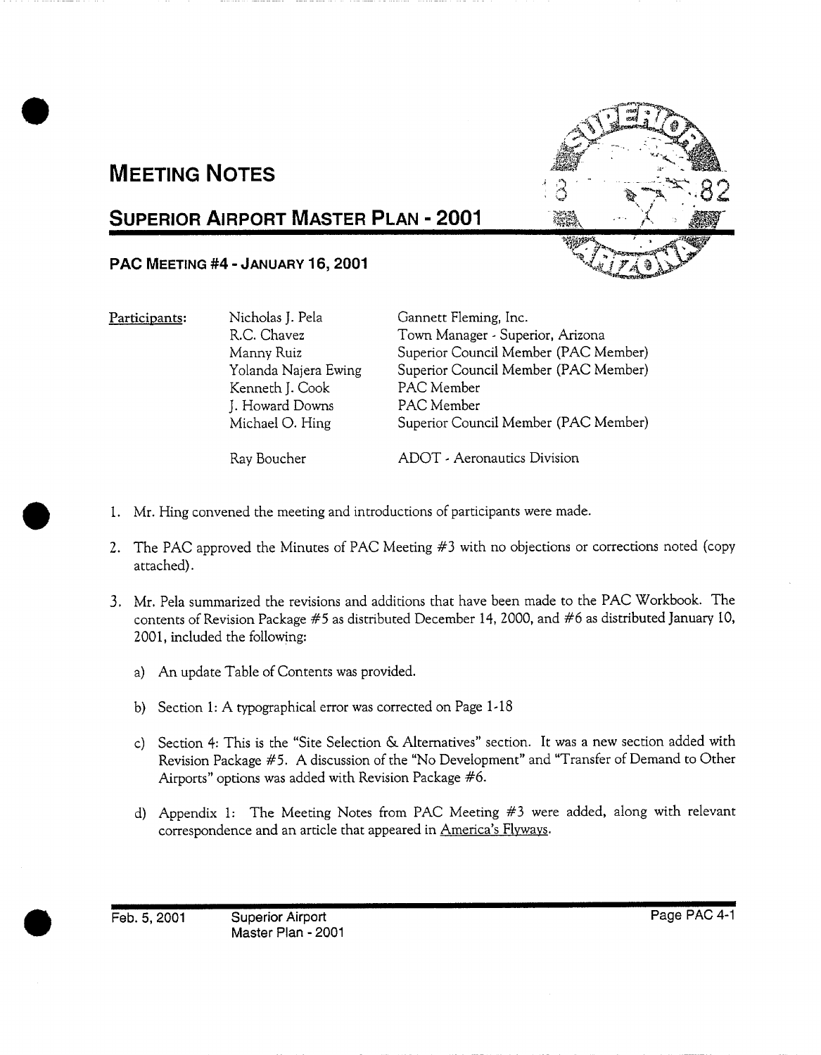# Meeting Notes

## Superior Airport Master Plan - 2001

### PAC Meeting #4 - January 16, 2001

| Participants: | | |
|---|---|---|
| | Nicholas J. Pela | Gannett Fleming, Inc. |
| | R.C. Chavez | Town Manager - Superior, Arizona |
| | Manny Ruiz | Superior Council Member (PAC Member) |
| | Yolanda Najera Ewing | Superior Council Member (PAC Member) |
| | Kenneth J. Cook | PAC Member |
| | J. Howard Downs | PAC Member |
| | Michael O. Hing | Superior Council Member (PAC Member) |
| | Ray Boucher | ADOT - Aeronautics Division |

1. Mr. Hing convened the meeting and introductions of participants were made.

2. The PAC approved the Minutes of PAC Meeting #3 with no objections or corrections noted (copy attached).

3. Mr. Pela summarized the revisions and additions that have been made to the PAC Workbook. The contents of Revision Package #5 as distributed December 14, 2000, and #6 as distributed January 10, 2001, included the following:

   a) An update Table of Contents was provided.

   b) Section 1: A typographical error was corrected on Page 1-18

   c) Section 4: This is the "Site Selection & Alternatives" section. It was a new section added with Revision Package #5. A discussion of the "No Development" and "Transfer of Demand to Other Airports" options was added with Revision Package #6.

   d) Appendix 1: The Meeting Notes from PAC Meeting #3 were added, along with relevant correspondence and an article that appeared in America's Flyways.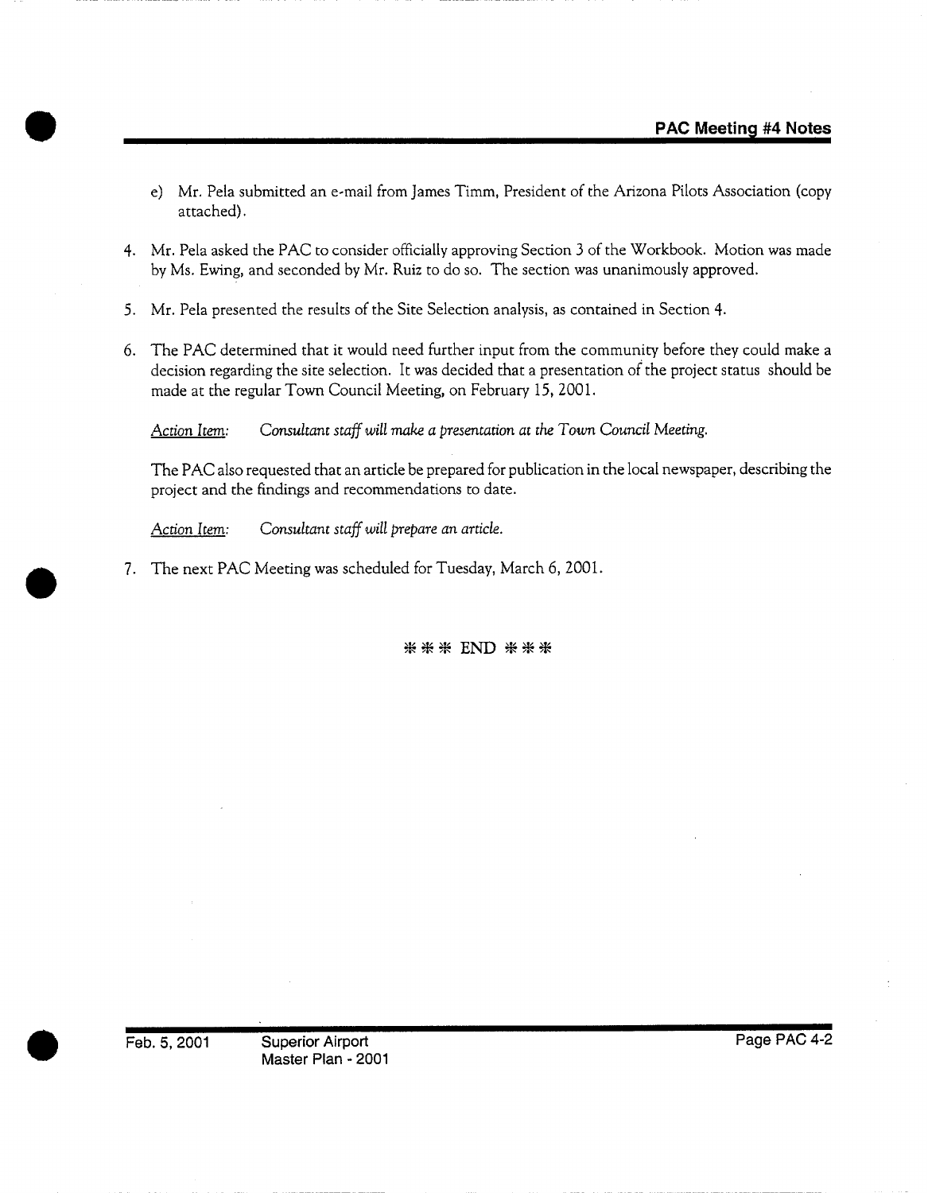e) Mr. Pela submitted an e-mail from James Timm, President of the Arizona Pilots Association (copy attached).

4. Mr. Pela asked the PAC to consider officially approving Section 3 of the Workbook. Motion was made by Ms. Ewing, and seconded by Mr. Ruiz to do so. The section was unanimously approved.

5. Mr. Pela presented the results of the Site Selection analysis, as contained in Section 4.

6. The PAC determined that it would need further input from the community before they could make a decision regarding the site selection. It was decided that a presentation of the project status should be made at the regular Town Council Meeting, on February 15, 2001.

   Action Item: *Consultant staff will make a presentation at the Town Council Meeting.*

   The PAC also requested that an article be prepared for publication in the local newspaper, describing the project and the findings and recommendations to date.

   Action Item: *Consultant staff will prepare an article.*

7. The next PAC Meeting was scheduled for Tuesday, March 6, 2001.

*** END ***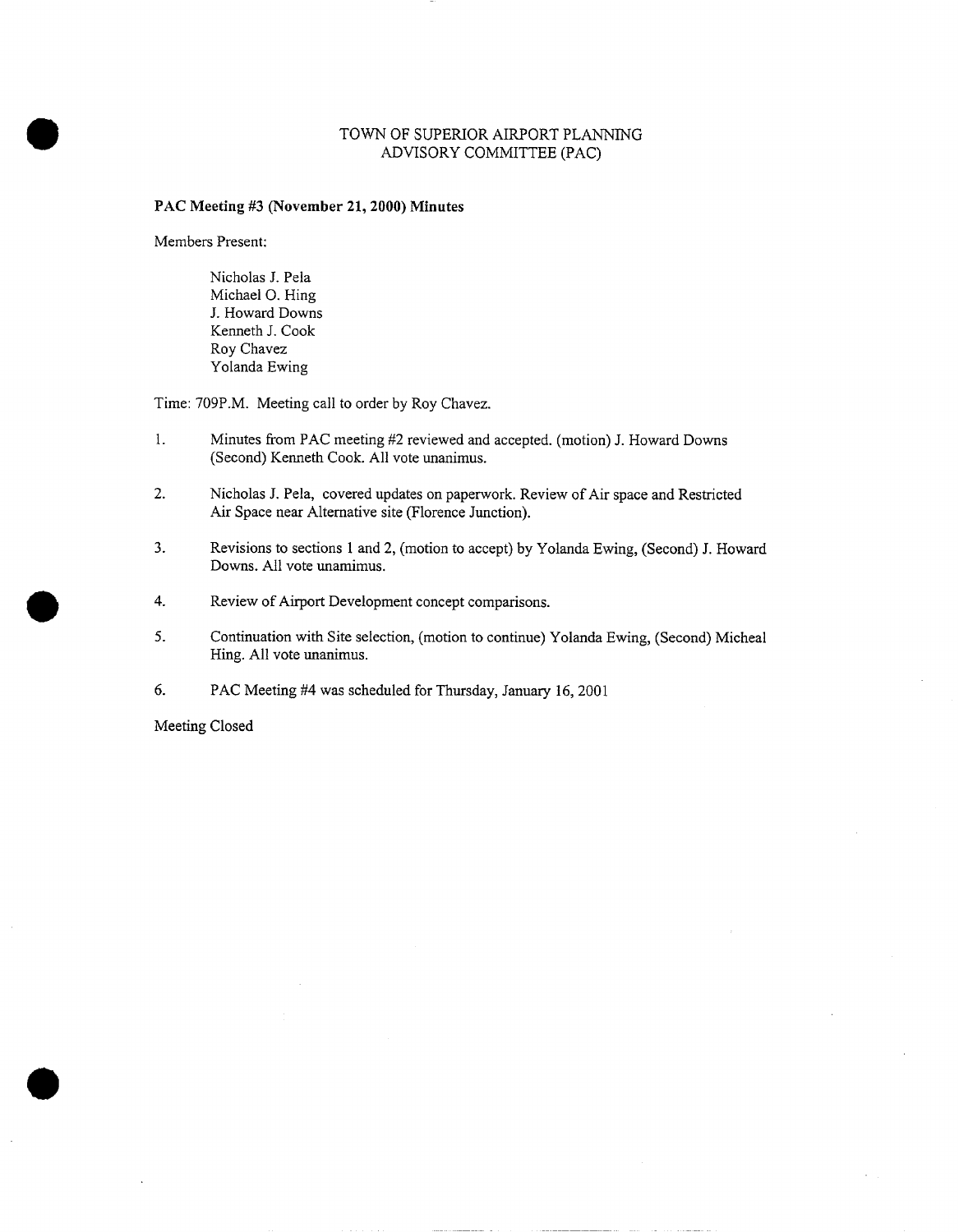# TOWN OF SUPERIOR AIRPORT PLANNING ADVISORY COMMITTEE (PAC)

**PAC Meeting #3 (November 21, 2000) Minutes**

Members Present:

Nicholas J. Pela
Michael O. Hing
J. Howard Downs
Kenneth J. Cook
Roy Chavez
Yolanda Ewing

Time: 709P.M. Meeting call to order by Roy Chavez.

1. Minutes from PAC meeting #2 reviewed and accepted. (motion) J. Howard Downs (Second) Kenneth Cook. All vote unanimus.

2. Nicholas J. Pela, covered updates on paperwork. Review of Air space and Restricted Air Space near Alternative site (Florence Junction).

3. Revisions to sections 1 and 2, (motion to accept) by Yolanda Ewing, (Second) J. Howard Downs. All vote unanimus.

4. Review of Airport Development concept comparisons.

5. Continuation with Site selection, (motion to continue) Yolanda Ewing, (Second) Micheal Hing. All vote unanimus.

6. PAC Meeting #4 was scheduled for Thursday, January 16, 2001

Meeting Closed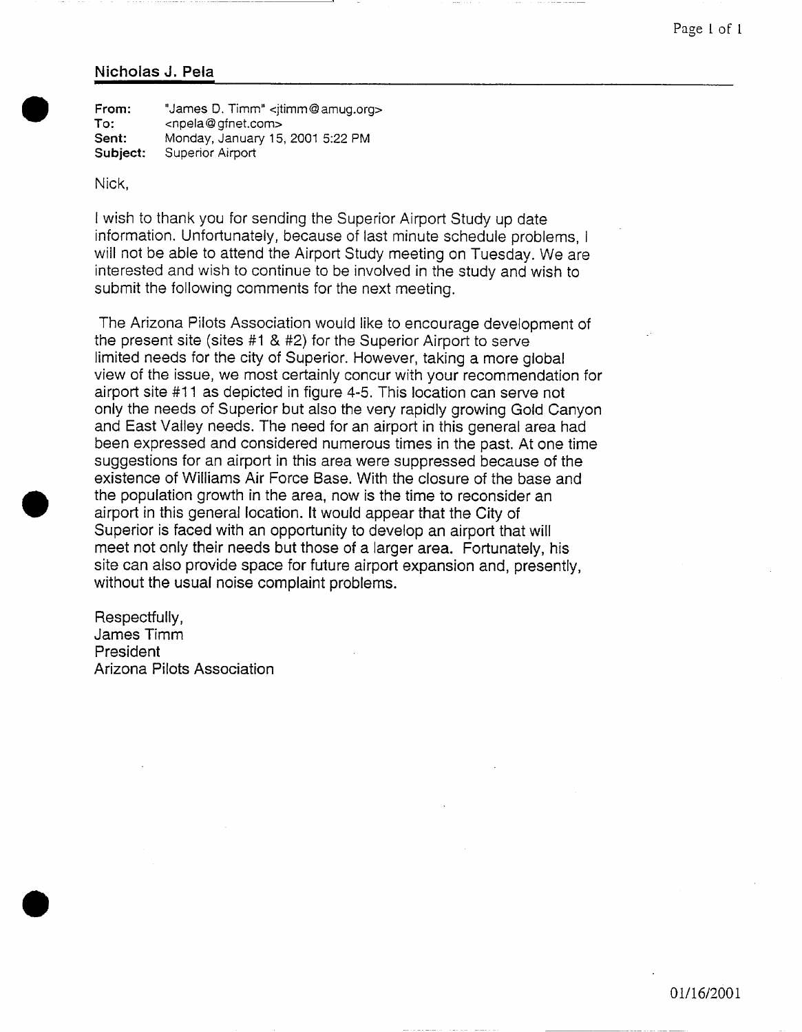## Nicholas J. Pela

**From:** "James D. Timm" <jtimm@amug.org>
**To:** <npela@gfnet.com>
**Sent:** Monday, January 15, 2001 5:22 PM
**Subject:** Superior Airport

Nick,

I wish to thank you for sending the Superior Airport Study up date information. Unfortunately, because of last minute schedule problems, I will not be able to attend the Airport Study meeting on Tuesday. We are interested and wish to continue to be involved in the study and wish to submit the following comments for the next meeting.

The Arizona Pilots Association would like to encourage development of the present site (sites #1 & #2) for the Superior Airport to serve limited needs for the city of Superior. However, taking a more global view of the issue, we most certainly concur with your recommendation for airport site #11 as depicted in figure 4-5. This location can serve not only the needs of Superior but also the very rapidly growing Gold Canyon and East Valley needs. The need for an airport in this general area had been expressed and considered numerous times in the past. At one time suggestions for an airport in this area were suppressed because of the existence of Williams Air Force Base. With the closure of the base and the population growth in the area, now is the time to reconsider an airport in this general location. It would appear that the City of Superior is faced with an opportunity to develop an airport that will meet not only their needs but those of a larger area. Fortunately, his site can also provide space for future airport expansion and, presently, without the usual noise complaint problems.

Respectfully,
James Timm
President
Arizona Pilots Association

01/16/2001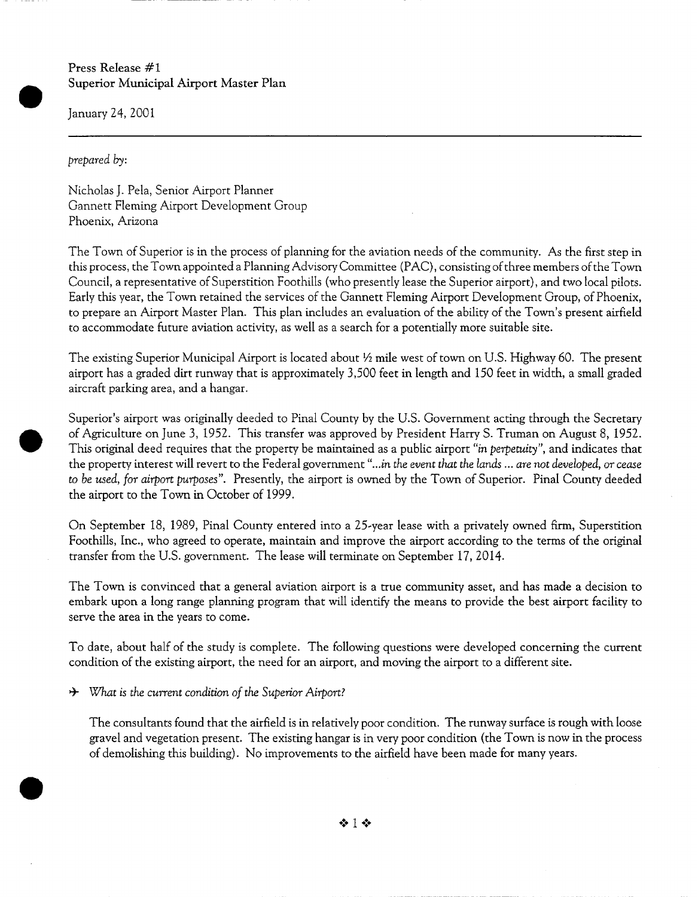Press Release #1
Superior Municipal Airport Master Plan

January 24, 2001

---

*prepared by:*

Nicholas J. Pela, Senior Airport Planner
Gannett Fleming Airport Development Group
Phoenix, Arizona

The Town of Superior is in the process of planning for the aviation needs of the community. As the first step in this process, the Town appointed a Planning Advisory Committee (PAC), consisting of three members of the Town Council, a representative of Superstition Foothills (who presently lease the Superior airport), and two local pilots. Early this year, the Town retained the services of the Gannett Fleming Airport Development Group, of Phoenix, to prepare an Airport Master Plan. This plan includes an evaluation of the ability of the Town's present airfield to accommodate future aviation activity, as well as a search for a potentially more suitable site.

The existing Superior Municipal Airport is located about ½ mile west of town on U.S. Highway 60. The present airport has a graded dirt runway that is approximately 3,500 feet in length and 150 feet in width, a small graded aircraft parking area, and a hangar.

Superior's airport was originally deeded to Pinal County by the U.S. Government acting through the Secretary of Agriculture on June 3, 1952. This transfer was approved by President Harry S. Truman on August 8, 1952. This original deed requires that the property be maintained as a public airport "*in perpetuity*", and indicates that the property interest will revert to the Federal government "*...in the event that the lands ... are not developed, or cease to be used, for airport purposes*". Presently, the airport is owned by the Town of Superior. Pinal County deeded the airport to the Town in October of 1999.

On September 18, 1989, Pinal County entered into a 25-year lease with a privately owned firm, Superstition Foothills, Inc., who agreed to operate, maintain and improve the airport according to the terms of the original transfer from the U.S. government. The lease will terminate on September 17, 2014.

The Town is convinced that a general aviation airport is a true community asset, and has made a decision to embark upon a long range planning program that will identify the means to provide the best airport facility to serve the area in the years to come.

To date, about half of the study is complete. The following questions were developed concerning the current condition of the existing airport, the need for an airport, and moving the airport to a different site.

- *What is the current condition of the Superior Airport?*

  The consultants found that the airfield is in relatively poor condition. The runway surface is rough with loose gravel and vegetation present. The existing hangar is in very poor condition (the Town is now in the process of demolishing this building). No improvements to the airfield have been made for many years.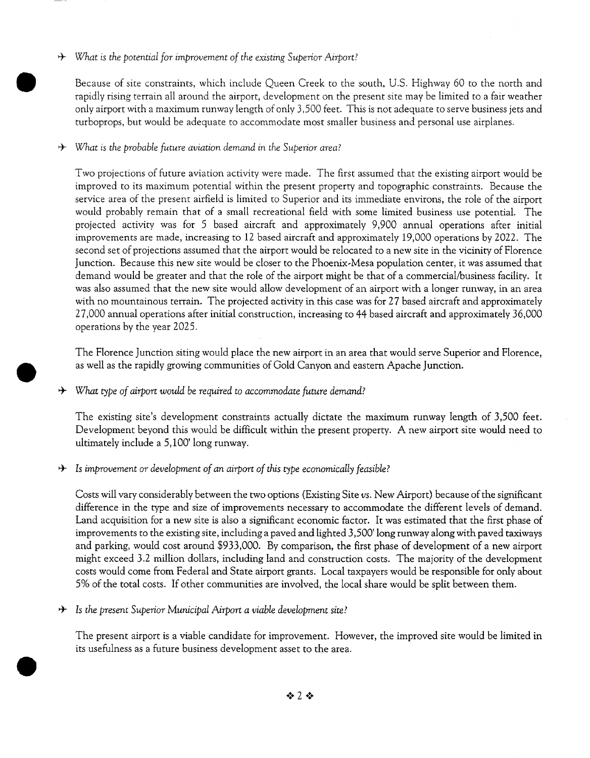✈ *What is the potential for improvement of the existing Superior Airport?*

Because of site constraints, which include Queen Creek to the south, U.S. Highway 60 to the north and rapidly rising terrain all around the airport, development on the present site may be limited to a fair weather only airport with a maximum runway length of only 3,500 feet. This is not adequate to serve business jets and turboprops, but would be adequate to accommodate most smaller business and personal use airplanes.

✈ *What is the probable future aviation demand in the Superior area?*

Two projections of future aviation activity were made. The first assumed that the existing airport would be improved to its maximum potential within the present property and topographic constraints. Because the service area of the present airfield is limited to Superior and its immediate environs, the role of the airport would probably remain that of a small recreational field with some limited business use potential. The projected activity was for 5 based aircraft and approximately 9,900 annual operations after initial improvements are made, increasing to 12 based aircraft and approximately 19,000 operations by 2022. The second set of projections assumed that the airport would be relocated to a new site in the vicinity of Florence Junction. Because this new site would be closer to the Phoenix-Mesa population center, it was assumed that demand would be greater and that the role of the airport might be that of a commercial/business facility. It was also assumed that the new site would allow development of an airport with a longer runway, in an area with no mountainous terrain. The projected activity in this case was for 27 based aircraft and approximately 27,000 annual operations after initial construction, increasing to 44 based aircraft and approximately 36,000 operations by the year 2025.

The Florence Junction siting would place the new airport in an area that would serve Superior and Florence, as well as the rapidly growing communities of Gold Canyon and eastern Apache Junction.

✈ *What type of airport would be required to accommodate future demand?*

The existing site's development constraints actually dictate the maximum runway length of 3,500 feet. Development beyond this would be difficult within the present property. A new airport site would need to ultimately include a 5,100' long runway.

✈ *Is improvement or development of an airport of this type economically feasible?*

Costs will vary considerably between the two options (Existing Site *vs.* New Airport) because of the significant difference in the type and size of improvements necessary to accommodate the different levels of demand. Land acquisition for a new site is also a significant economic factor. It was estimated that the first phase of improvements to the existing site, including a paved and lighted 3,500' long runway along with paved taxiways and parking, would cost around $933,000. By comparison, the first phase of development of a new airport might exceed 3.2 million dollars, including land and construction costs. The majority of the development costs would come from Federal and State airport grants. Local taxpayers would be responsible for only about 5% of the total costs. If other communities are involved, the local share would be split between them.

✈ *Is the present Superior Municipal Airport a viable development site?*

The present airport is a viable candidate for improvement. However, the improved site would be limited in its usefulness as a future business development asset to the area.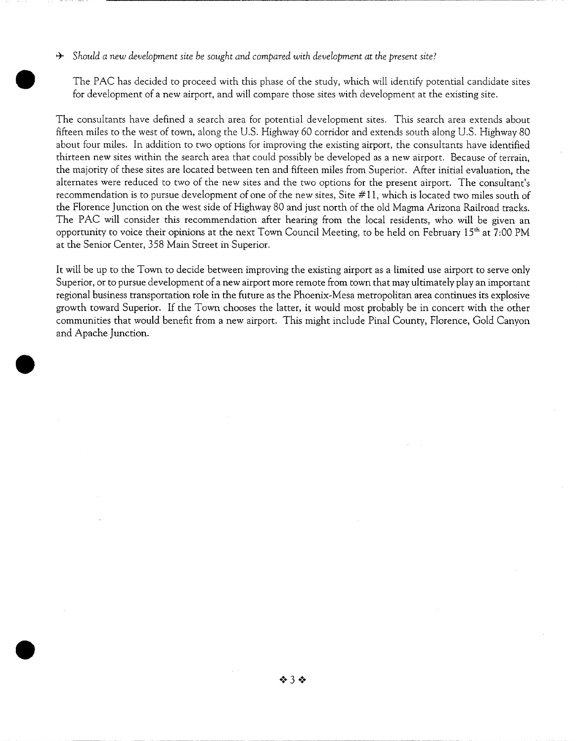✈ *Should a new development site be sought and compared with development at the present site?*

The PAC has decided to proceed with this phase of the study, which will identify potential candidate sites for development of a new airport, and will compare those sites with development at the existing site.

The consultants have defined a search area for potential development sites. This search area extends about fifteen miles to the west of town, along the U.S. Highway 60 corridor and extends south along U.S. Highway 80 about four miles. In addition to two options for improving the existing airport, the consultants have identified thirteen new sites within the search area that could possibly be developed as a new airport. Because of terrain, the majority of these sites are located between ten and fifteen miles from Superior. After initial evaluation, the alternates were reduced to two of the new sites and the two options for the present airport. The consultant's recommendation is to pursue development of one of the new sites, Site #11, which is located two miles south of the Florence Junction on the west side of Highway 80 and just north of the old Magma Arizona Railroad tracks. The PAC will consider this recommendation after hearing from the local residents, who will be given an opportunity to voice their opinions at the next Town Council Meeting, to be held on February 15th at 7:00 PM at the Senior Center, 358 Main Street in Superior.

It will be up to the Town to decide between improving the existing airport as a limited use airport to serve only Superior, or to pursue development of a new airport more remote from town that may ultimately play an important regional business transportation role in the future as the Phoenix-Mesa metropolitan area continues its explosive growth toward Superior. If the Town chooses the latter, it would most probably be in concert with the other communities that would benefit from a new airport. This might include Pinal County, Florence, Gold Canyon and Apache Junction.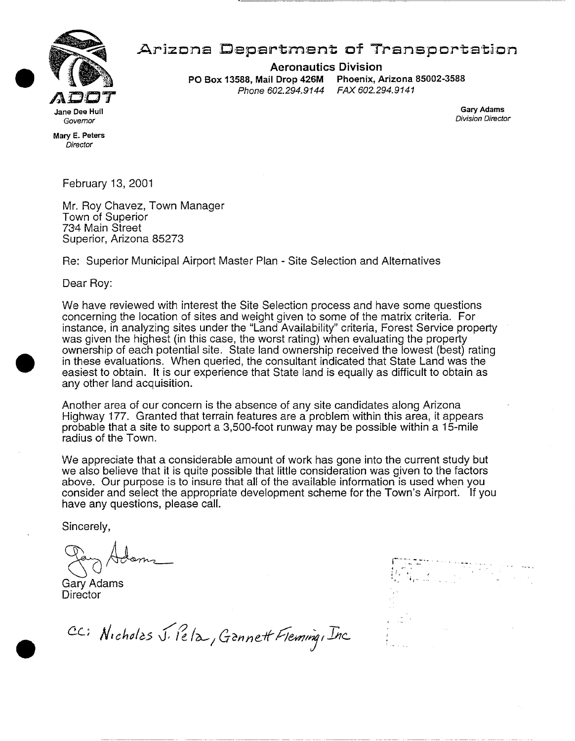# Arizona Department of Transportation

**Aeronautics Division**
**PO Box 13588, Mail Drop 426M Phoenix, Arizona 85002-3588**
*Phone 602.294.9144 FAX 602.294.9141*

ADOT

**Jane Dee Hull**
*Governor*

**Mary E. Peters**
*Director*

**Gary Adams**
*Division Director*

February 13, 2001

Mr. Roy Chavez, Town Manager
Town of Superior
734 Main Street
Superior, Arizona 85273

Re: Superior Municipal Airport Master Plan - Site Selection and Alternatives

Dear Roy:

We have reviewed with interest the Site Selection process and have some questions concerning the location of sites and weight given to some of the matrix criteria. For instance, in analyzing sites under the "Land Availability" criteria, Forest Service property was given the highest (in this case, the worst rating) when evaluating the property ownership of each potential site. State land ownership received the lowest (best) rating in these evaluations. When queried, the consultant indicated that State Land was the easiest to obtain. It is our experience that State land is equally as difficult to obtain as any other land acquisition.

Another area of our concern is the absence of any site candidates along Arizona Highway 177. Granted that terrain features are a problem within this area, it appears probable that a site to support a 3,500-foot runway may be possible within a 15-mile radius of the Town.

We appreciate that a considerable amount of work has gone into the current study but we also believe that it is quite possible that little consideration was given to the factors above. Our purpose is to insure that all of the available information is used when you consider and select the appropriate development scheme for the Town's Airport. If you have any questions, please call.

Sincerely,

Gary Adams
Director

CC: Nicholas J. Pela, Gannett Fleming, Inc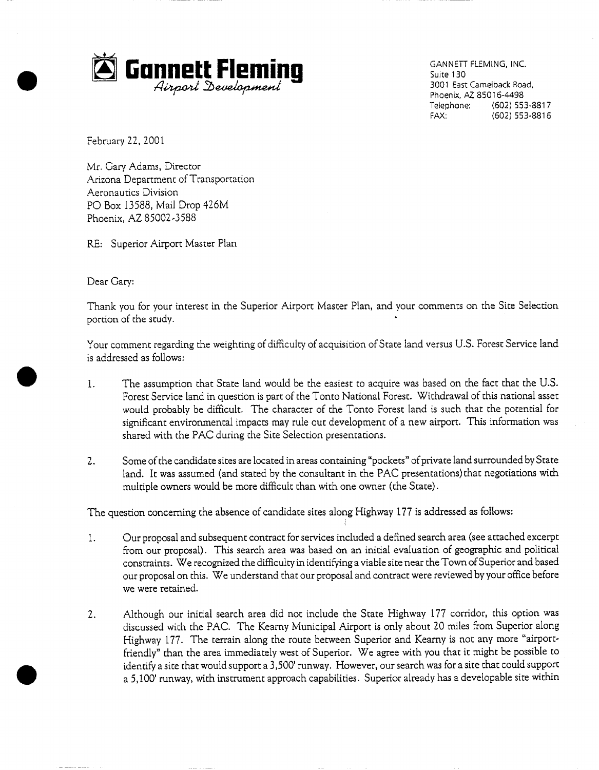**Gannett Fleming**
*Airport Development*

GANNETT FLEMING, INC.
Suite 130
3001 East Camelback Road,
Phoenix, AZ 85016-4498
Telephone: (602) 553-8817
FAX: (602) 553-8816

February 22, 2001

Mr. Gary Adams, Director
Arizona Department of Transportation
Aeronautics Division
PO Box 13588, Mail Drop 426M
Phoenix, AZ 85002-3588

RE: Superior Airport Master Plan

Dear Gary:

Thank you for your interest in the Superior Airport Master Plan, and your comments on the Site Selection portion of the study.

Your comment regarding the weighting of difficulty of acquisition of State land versus U.S. Forest Service land is addressed as follows:

1. The assumption that State land would be the easiest to acquire was based on the fact that the U.S. Forest Service land in question is part of the Tonto National Forest. Withdrawal of this national asset would probably be difficult. The character of the Tonto Forest land is such that the potential for significant environmental impacts may rule out development of a new airport. This information was shared with the PAC during the Site Selection presentations.

2. Some of the candidate sites are located in areas containing "pockets" of private land surrounded by State land. It was assumed (and stated by the consultant in the PAC presentations) that negotiations with multiple owners would be more difficult than with one owner (the State).

The question concerning the absence of candidate sites along Highway 177 is addressed as follows:

1. Our proposal and subsequent contract for services included a defined search area (see attached excerpt from our proposal). This search area was based on an initial evaluation of geographic and political constraints. We recognized the difficulty in identifying a viable site near the Town of Superior and based our proposal on this. We understand that our proposal and contract were reviewed by your office before we were retained.

2. Although our initial search area did not include the State Highway 177 corridor, this option was discussed with the PAC. The Kearny Municipal Airport is only about 20 miles from Superior along Highway 177. The terrain along the route between Superior and Kearny is not any more "airport-friendly" than the area immediately west of Superior. We agree with you that it might be possible to identify a site that would support a 3,500' runway. However, our search was for a site that could support a 5,100' runway, with instrument approach capabilities. Superior already has a developable site within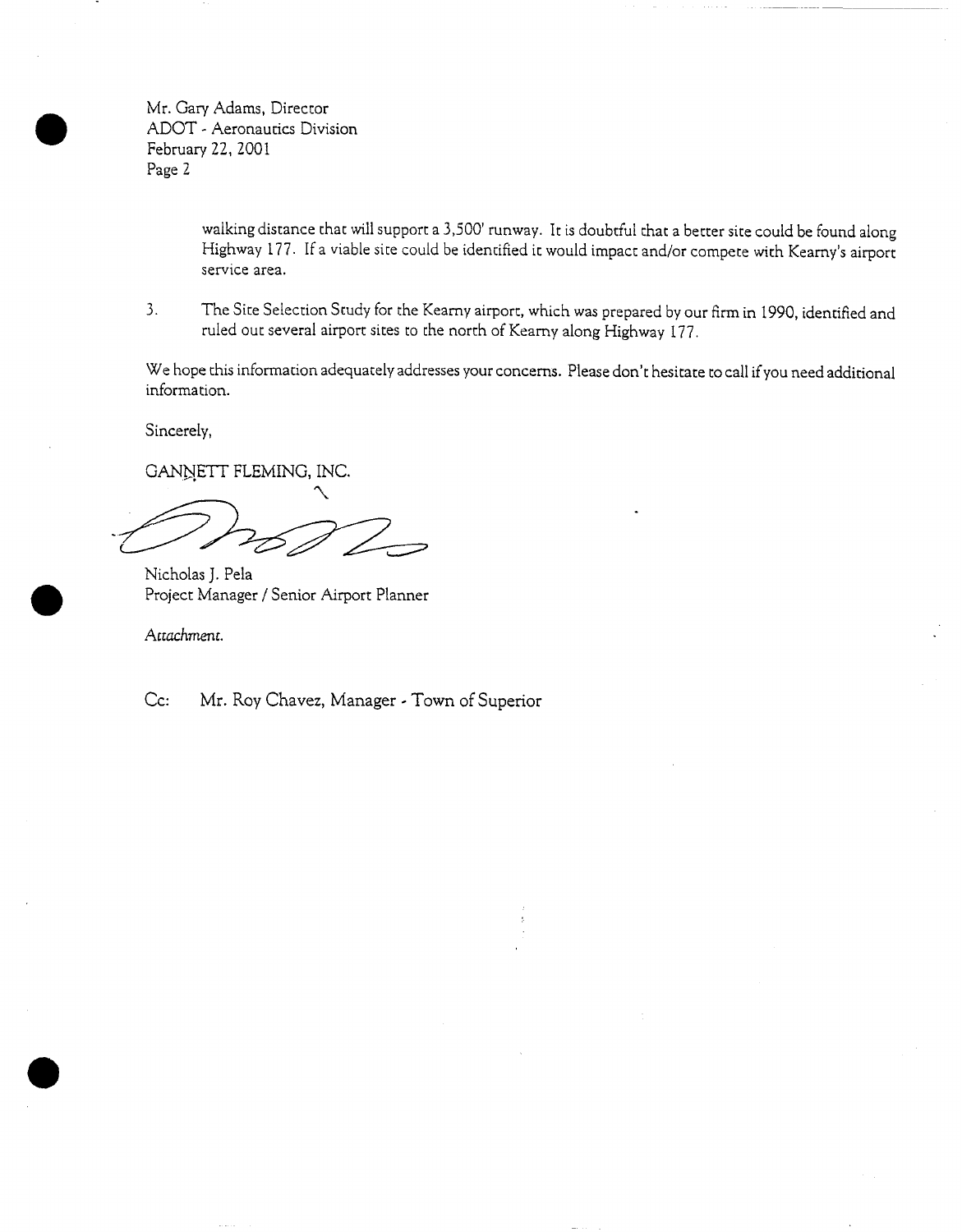Mr. Gary Adams, Director
ADOT - Aeronautics Division
February 22, 2001
Page 2

walking distance that will support a 3,500' runway. It is doubtful that a better site could be found along Highway 177. If a viable site could be identified it would impact and/or compete with Kearny's airport service area.

3. The Site Selection Study for the Kearny airport, which was prepared by our firm in 1990, identified and ruled out several airport sites to the north of Kearny along Highway 177.

We hope this information adequately addresses your concerns. Please don't hesitate to call if you need additional information.

Sincerely,

GANNETT FLEMING, INC.

Nicholas J. Pela
Project Manager / Senior Airport Planner

*Attachment.*

Cc: Mr. Roy Chavez, Manager - Town of Superior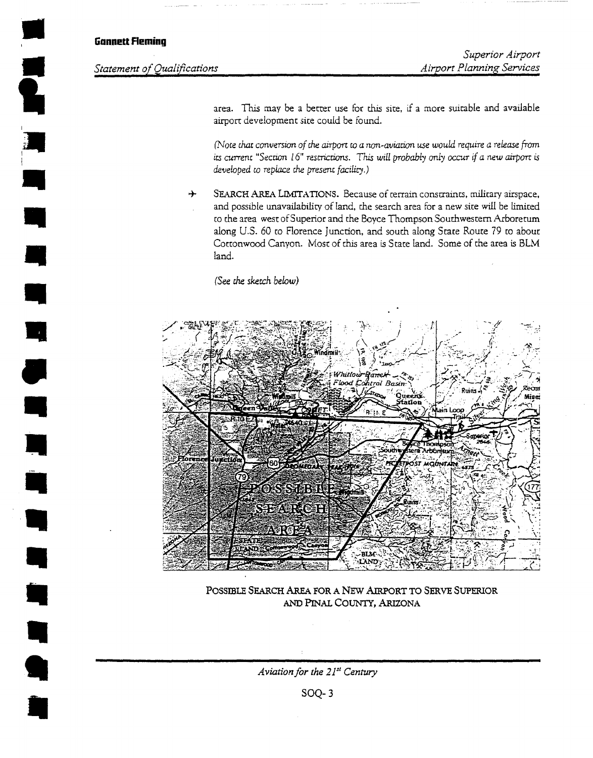area. This may be a better use for this site, if a more suitable and available airport development site could be found.

*(Note that conversion of the airport to a non-aviation use would require a release from its current "Section 16" restrictions. This will probably only occur if a new airport is developed to replace the present facility.)*

- SEARCH AREA LIMITATIONS. Because of terrain constraints, military airspace, and possible unavailability of land, the search area for a new site will be limited to the area west of Superior and the Boyce Thompson Southwestern Arboretum along U.S. 60 to Florence Junction, and south along State Route 79 to about Cottonwood Canyon. Most of this area is State land. Some of the area is BLM land.

  *(See the sketch below)*

POSSIBLE SEARCH AREA FOR A NEW AIRPORT TO SERVE SUPERIOR AND PINAL COUNTY, ARIZONA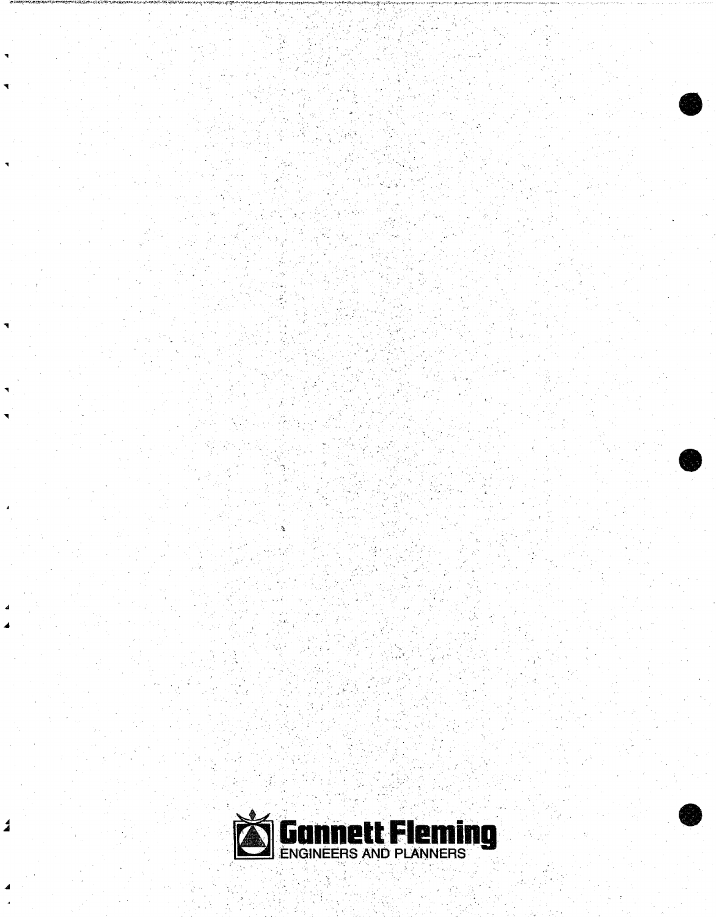Gannett Fleming
ENGINEERS AND PLANNERS